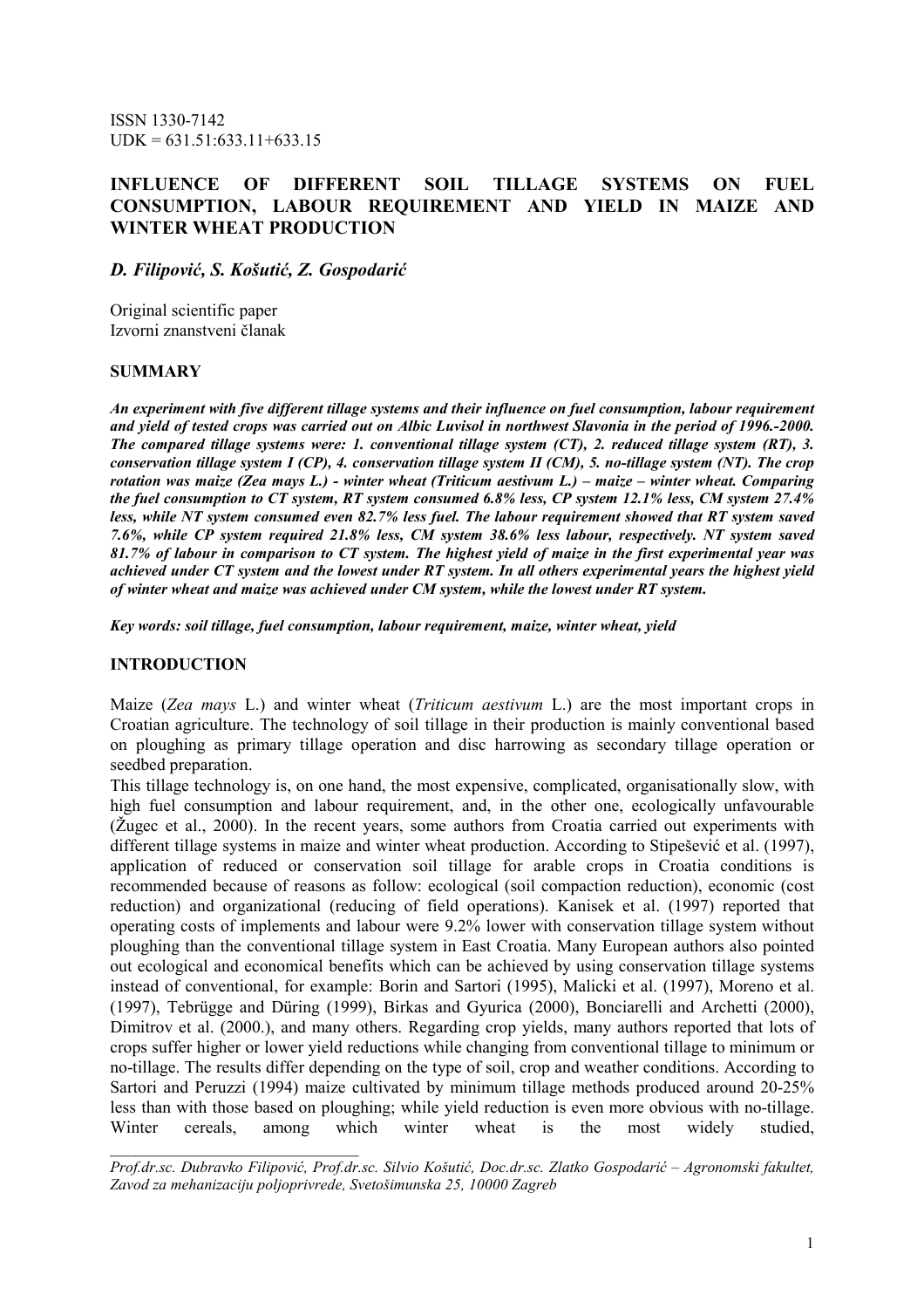ISSN 1330-7142
UDK = 631.51:633.11+633.15

# INFLUENCE OF DIFFERENT SOIL TILLAGE SYSTEMS ON FUEL CONSUMPTION, LABOUR REQUIREMENT AND YIELD IN MAIZE AND WINTER WHEAT PRODUCTION

*D. Filipović, S. Košutić, Z. Gospodarić*

Original scientific paper
Izvorni znanstveni članak

## SUMMARY

***An experiment with five different tillage systems and their influence on fuel consumption, labour requirement and yield of tested crops was carried out on Albic Luvisol in northwest Slavonia in the period of 1996.-2000. The compared tillage systems were: 1. conventional tillage system (CT), 2. reduced tillage system (RT), 3. conservation tillage system I (CP), 4. conservation tillage system II (CM), 5. no-tillage system (NT). The crop rotation was maize (Zea mays L.) - winter wheat (Triticum aestivum L.) – maize – winter wheat. Comparing the fuel consumption to CT system, RT system consumed 6.8% less, CP system 12.1% less, CM system 27.4% less, while NT system consumed even 82.7% less fuel. The labour requirement showed that RT system saved 7.6%, while CP system required 21.8% less, CM system 38.6% less labour, respectively. NT system saved 81.7% of labour in comparison to CT system. The highest yield of maize in the first experimental year was achieved under CT system and the lowest under RT system. In all others experimental years the highest yield of winter wheat and maize was achieved under CM system, while the lowest under RT system.***

***Key words: soil tillage, fuel consumption, labour requirement, maize, winter wheat, yield***

## INTRODUCTION

Maize (*Zea mays* L.) and winter wheat (*Triticum aestivum* L.) are the most important crops in Croatian agriculture. The technology of soil tillage in their production is mainly conventional based on ploughing as primary tillage operation and disc harrowing as secondary tillage operation or seedbed preparation.

This tillage technology is, on one hand, the most expensive, complicated, organisationally slow, with high fuel consumption and labour requirement, and, in the other one, ecologically unfavourable (Žugec et al., 2000). In the recent years, some authors from Croatia carried out experiments with different tillage systems in maize and winter wheat production. According to Stipešević et al. (1997), application of reduced or conservation soil tillage for arable crops in Croatia conditions is recommended because of reasons as follow: ecological (soil compaction reduction), economic (cost reduction) and organizational (reducing of field operations). Kanisek et al. (1997) reported that operating costs of implements and labour were 9.2% lower with conservation tillage system without ploughing than the conventional tillage system in East Croatia. Many European authors also pointed out ecological and economical benefits which can be achieved by using conservation tillage systems instead of conventional, for example: Borin and Sartori (1995), Malicki et al. (1997), Moreno et al. (1997), Tebrügge and Düring (1999), Birkas and Gyurica (2000), Bonciarelli and Archetti (2000), Dimitrov et al. (2000.), and many others. Regarding crop yields, many authors reported that lots of crops suffer higher or lower yield reductions while changing from conventional tillage to minimum or no-tillage. The results differ depending on the type of soil, crop and weather conditions. According to Sartori and Peruzzi (1994) maize cultivated by minimum tillage methods produced around 20-25% less than with those based on ploughing; while yield reduction is even more obvious with no-tillage. Winter cereals, among which winter wheat is the most widely studied,

---

*Prof.dr.sc. Dubravko Filipović, Prof.dr.sc. Silvio Košutić, Doc.dr.sc. Zlatko Gospodarić – Agronomski fakultet, Zavod za mehanizaciju poljoprivrede, Svetošimunska 25, 10000 Zagreb*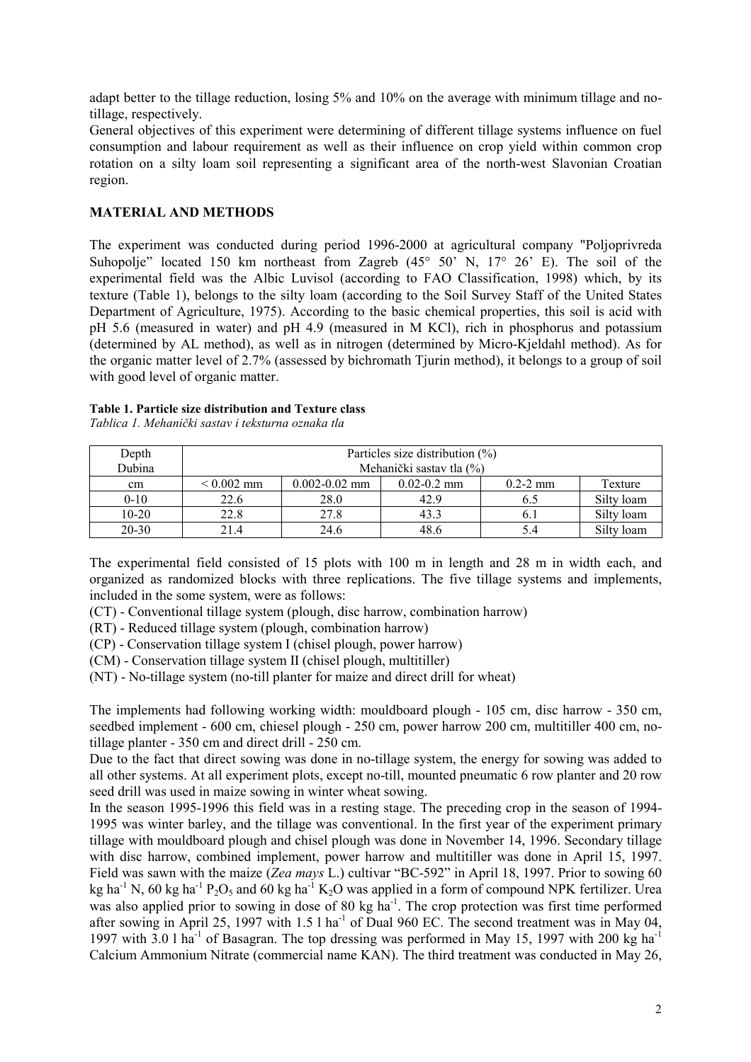adapt better to the tillage reduction, losing 5% and 10% on the average with minimum tillage and no-tillage, respectively.

General objectives of this experiment were determining of different tillage systems influence on fuel consumption and labour requirement as well as their influence on crop yield within common crop rotation on a silty loam soil representing a significant area of the north-west Slavonian Croatian region.

## MATERIAL AND METHODS

The experiment was conducted during period 1996-2000 at agricultural company "Poljoprivreda Suhopolje" located 150 km northeast from Zagreb (45° 50' N, 17° 26' E). The soil of the experimental field was the Albic Luvisol (according to FAO Classification, 1998) which, by its texture (Table 1), belongs to the silty loam (according to the Soil Survey Staff of the United States Department of Agriculture, 1975). According to the basic chemical properties, this soil is acid with pH 5.6 (measured in water) and pH 4.9 (measured in M KCl), rich in phosphorus and potassium (determined by AL method), as well as in nitrogen (determined by Micro-Kjeldahl method). As for the organic matter level of 2.7% (assessed by bichromath Tjurin method), it belongs to a group of soil with good level of organic matter.

**Table 1. Particle size distribution and Texture class**
*Tablica 1. Mehanički sastav i teksturna oznaka tla*

| Depth<br>Dubina | Particles size distribution (%)<br>Mehanički sastav tla (%) | | | | |
|---|---|---|---|---|---|
| cm | < 0.002 mm | 0.002-0.02 mm | 0.02-0.2 mm | 0.2-2 mm | Texture |
| 0-10 | 22.6 | 28.0 | 42.9 | 6.5 | Silty loam |
| 10-20 | 22.8 | 27.8 | 43.3 | 6.1 | Silty loam |
| 20-30 | 21.4 | 24.6 | 48.6 | 5.4 | Silty loam |

The experimental field consisted of 15 plots with 100 m in length and 28 m in width each, and organized as randomized blocks with three replications. The five tillage systems and implements, included in the some system, were as follows:

(CT) - Conventional tillage system (plough, disc harrow, combination harrow)
(RT) - Reduced tillage system (plough, combination harrow)
(CP) - Conservation tillage system I (chisel plough, power harrow)
(CM) - Conservation tillage system II (chisel plough, multitiller)
(NT) - No-tillage system (no-till planter for maize and direct drill for wheat)

The implements had following working width: mouldboard plough - 105 cm, disc harrow - 350 cm, seedbed implement - 600 cm, chiesel plough - 250 cm, power harrow 200 cm, multitiller 400 cm, no-tillage planter - 350 cm and direct drill - 250 cm.

Due to the fact that direct sowing was done in no-tillage system, the energy for sowing was added to all other systems. At all experiment plots, except no-till, mounted pneumatic 6 row planter and 20 row seed drill was used in maize sowing in winter wheat sowing.

In the season 1995-1996 this field was in a resting stage. The preceding crop in the season of 1994-1995 was winter barley, and the tillage was conventional. In the first year of the experiment primary tillage with mouldboard plough and chisel plough was done in November 14, 1996. Secondary tillage with disc harrow, combined implement, power harrow and multitiller was done in April 15, 1997. Field was sawn with the maize (*Zea mays* L.) cultivar "BC-592" in April 18, 1997. Prior to sowing 60 kg ha$^{-1}$ N, 60 kg ha$^{-1}$ $P_2O_5$ and 60 kg ha$^{-1}$ $K_2O$ was applied in a form of compound NPK fertilizer. Urea was also applied prior to sowing in dose of 80 kg ha$^{-1}$. The crop protection was first time performed after sowing in April 25, 1997 with 1.5 l ha$^{-1}$ of Dual 960 EC. The second treatment was in May 04, 1997 with 3.0 l ha$^{-1}$ of Basagran. The top dressing was performed in May 15, 1997 with 200 kg ha$^{-1}$ Calcium Ammonium Nitrate (commercial name KAN). The third treatment was conducted in May 26,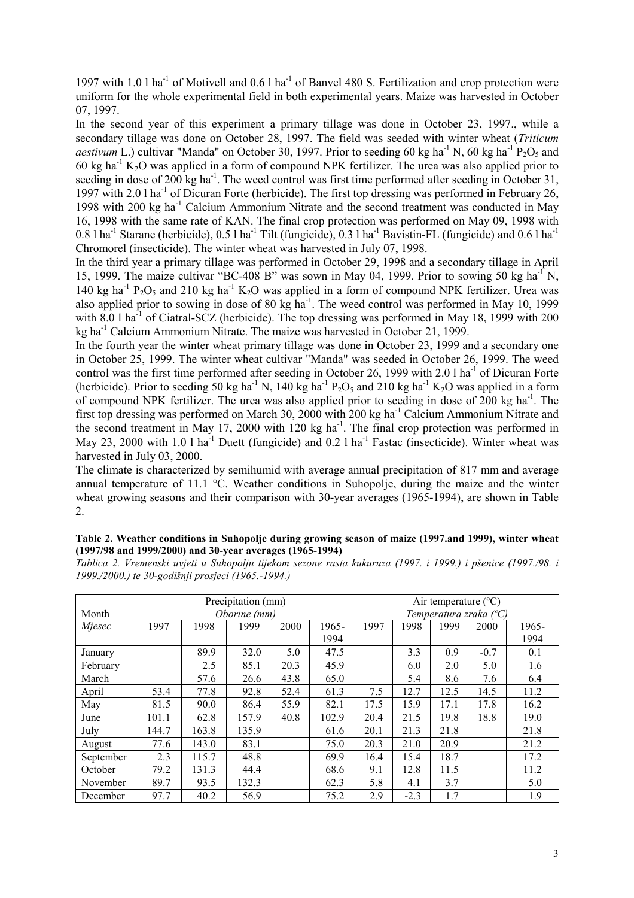1997 with 1.0 l ha$^{-1}$ of Motivell and 0.6 l ha$^{-1}$ of Banvel 480 S. Fertilization and crop protection were uniform for the whole experimental field in both experimental years. Maize was harvested in October 07, 1997.

In the second year of this experiment a primary tillage was done in October 23, 1997., while a secondary tillage was done on October 28, 1997. The field was seeded with winter wheat (*Triticum aestivum* L.) cultivar "Manda" on October 30, 1997. Prior to seeding 60 kg ha$^{-1}$ N, 60 kg ha$^{-1}$ $P_2O_5$ and 60 kg ha$^{-1}$ $K_2O$ was applied in a form of compound NPK fertilizer. The urea was also applied prior to seeding in dose of 200 kg ha$^{-1}$. The weed control was first time performed after seeding in October 31, 1997 with 2.0 l ha$^{-1}$ of Dicuran Forte (herbicide). The first top dressing was performed in February 26, 1998 with 200 kg ha$^{-1}$ Calcium Ammonium Nitrate and the second treatment was conducted in May 16, 1998 with the same rate of KAN. The final crop protection was performed on May 09, 1998 with 0.8 l ha$^{-1}$ Starane (herbicide), 0.5 l ha$^{-1}$ Tilt (fungicide), 0.3 l ha$^{-1}$ Bavistin-FL (fungicide) and 0.6 l ha$^{-1}$ Chromorel (insecticide). The winter wheat was harvested in July 07, 1998.

In the third year a primary tillage was performed in October 29, 1998 and a secondary tillage in April 15, 1999. The maize cultivar "BC-408 B" was sown in May 04, 1999. Prior to sowing 50 kg ha$^{-1}$ N, 140 kg ha$^{-1}$ $P_2O_5$ and 210 kg ha$^{-1}$ $K_2O$ was applied in a form of compound NPK fertilizer. Urea was also applied prior to sowing in dose of 80 kg ha$^{-1}$. The weed control was performed in May 10, 1999 with 8.0 l ha$^{-1}$ of Ciatral-SCZ (herbicide). The top dressing was performed in May 18, 1999 with 200 kg ha$^{-1}$ Calcium Ammonium Nitrate. The maize was harvested in October 21, 1999.

In the fourth year the winter wheat primary tillage was done in October 23, 1999 and a secondary one in October 25, 1999. The winter wheat cultivar "Manda" was seeded in October 26, 1999. The weed control was the first time performed after seeding in October 26, 1999 with 2.0 l ha$^{-1}$ of Dicuran Forte (herbicide). Prior to seeding 50 kg ha$^{-1}$ N, 140 kg ha$^{-1}$ $P_2O_5$ and 210 kg ha$^{-1}$ $K_2O$ was applied in a form of compound NPK fertilizer. The urea was also applied prior to seeding in dose of 200 kg ha$^{-1}$. The first top dressing was performed on March 30, 2000 with 200 kg ha$^{-1}$ Calcium Ammonium Nitrate and the second treatment in May 17, 2000 with 120 kg ha$^{-1}$. The final crop protection was performed in May 23, 2000 with 1.0 l ha$^{-1}$ Duett (fungicide) and 0.2 l ha$^{-1}$ Fastac (insecticide). Winter wheat was harvested in July 03, 2000.

The climate is characterized by semihumid with average annual precipitation of 817 mm and average annual temperature of 11.1 °C. Weather conditions in Suhopolje, during the maize and the winter wheat growing seasons and their comparison with 30-year averages (1965-1994), are shown in Table 2.

**Table 2. Weather conditions in Suhopolje during growing season of maize (1997.and 1999), winter wheat (1997/98 and 1999/2000) and 30-year averages (1965-1994)**

*Tablica 2. Vremenski uvjeti u Suhopolju tijekom sezone rasta kukuruza (1997. i 1999.) i pšenice (1997./98. i 1999./2000.) te 30-godišnji prosjeci (1965.-1994.)*

| Month *Mjesec* | Precipitation (mm) *Oborine (mm)* | | | | | Air temperature (ºC) *Temperatura zraka (ºC)* | | | | |
|---|---|---|---|---|---|---|---|---|---|---|
| | 1997 | 1998 | 1999 | 2000 | 1965-1994 | 1997 | 1998 | 1999 | 2000 | 1965-1994 |
| January | | 89.9 | 32.0 | 5.0 | 47.5 | | 3.3 | 0.9 | -0.7 | 0.1 |
| February | | 2.5 | 85.1 | 20.3 | 45.9 | | 6.0 | 2.0 | 5.0 | 1.6 |
| March | | 57.6 | 26.6 | 43.8 | 65.0 | | 5.4 | 8.6 | 7.6 | 6.4 |
| April | 53.4 | 77.8 | 92.8 | 52.4 | 61.3 | 7.5 | 12.7 | 12.5 | 14.5 | 11.2 |
| May | 81.5 | 90.0 | 86.4 | 55.9 | 82.1 | 17.5 | 15.9 | 17.1 | 17.8 | 16.2 |
| June | 101.1 | 62.8 | 157.9 | 40.8 | 102.9 | 20.4 | 21.5 | 19.8 | 18.8 | 19.0 |
| July | 144.7 | 163.8 | 135.9 | | 61.6 | 20.1 | 21.3 | 21.8 | | 21.8 |
| August | 77.6 | 143.0 | 83.1 | | 75.0 | 20.3 | 21.0 | 20.9 | | 21.2 |
| September | 2.3 | 115.7 | 48.8 | | 69.9 | 16.4 | 15.4 | 18.7 | | 17.2 |
| October | 79.2 | 131.3 | 44.4 | | 68.6 | 9.1 | 12.8 | 11.5 | | 11.2 |
| November | 89.7 | 93.5 | 132.3 | | 62.3 | 5.8 | 4.1 | 3.7 | | 5.0 |
| December | 97.7 | 40.2 | 56.9 | | 75.2 | 2.9 | -2.3 | 1.7 | | 1.9 |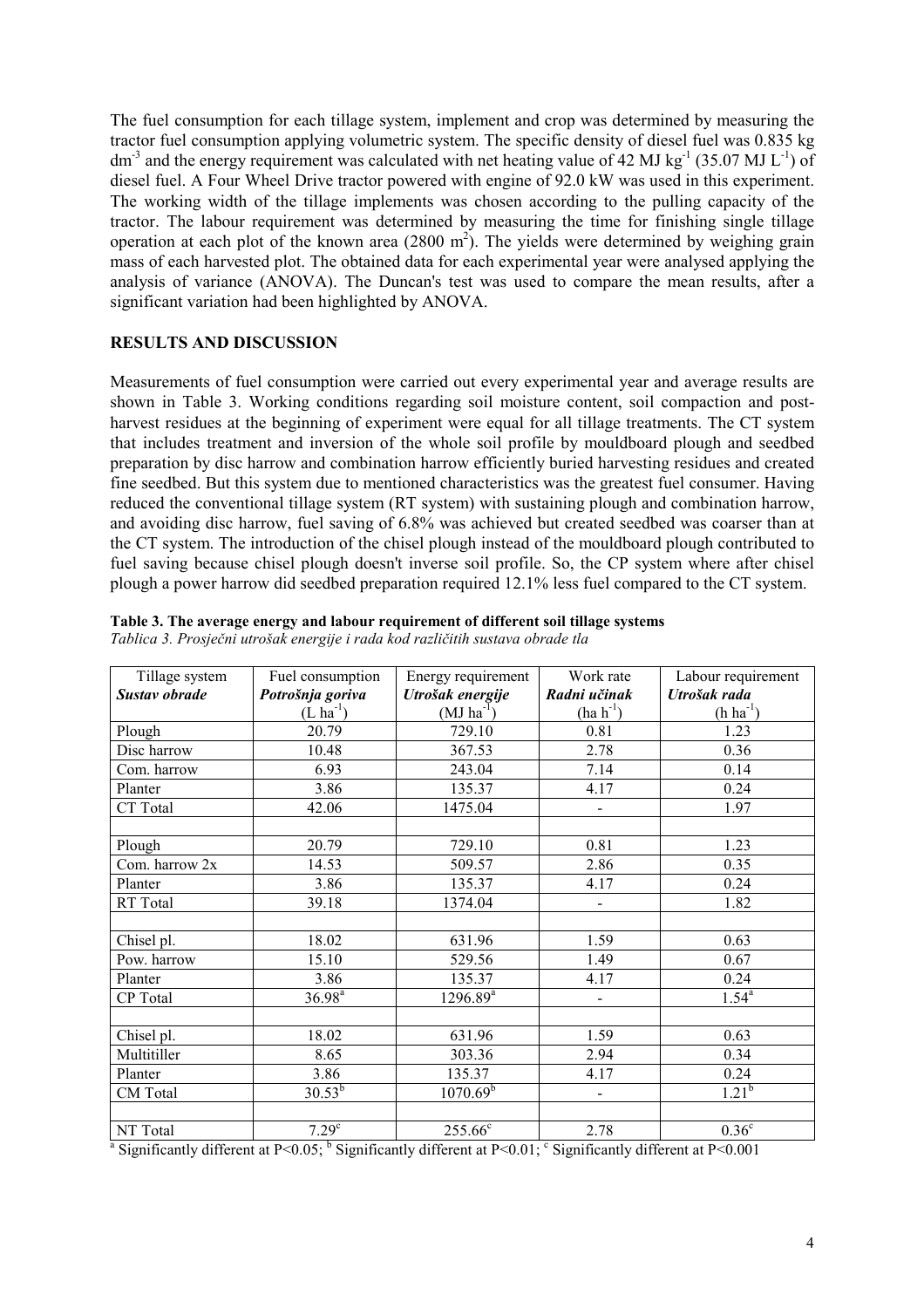The fuel consumption for each tillage system, implement and crop was determined by measuring the tractor fuel consumption applying volumetric system. The specific density of diesel fuel was 0.835 kg $dm^{-3}$ and the energy requirement was calculated with net heating value of 42 MJ $kg^{-1}$ (35.07 MJ $L^{-1}$) of diesel fuel. A Four Wheel Drive tractor powered with engine of 92.0 kW was used in this experiment. The working width of the tillage implements was chosen according to the pulling capacity of the tractor. The labour requirement was determined by measuring the time for finishing single tillage operation at each plot of the known area (2800 $m^2$). The yields were determined by weighing grain mass of each harvested plot. The obtained data for each experimental year were analysed applying the analysis of variance (ANOVA). The Duncan's test was used to compare the mean results, after a significant variation had been highlighted by ANOVA.

## RESULTS AND DISCUSSION

Measurements of fuel consumption were carried out every experimental year and average results are shown in Table 3. Working conditions regarding soil moisture content, soil compaction and post-harvest residues at the beginning of experiment were equal for all tillage treatments. The CT system that includes treatment and inversion of the whole soil profile by mouldboard plough and seedbed preparation by disc harrow and combination harrow efficiently buried harvesting residues and created fine seedbed. But this system due to mentioned characteristics was the greatest fuel consumer. Having reduced the conventional tillage system (RT system) with sustaining plough and combination harrow, and avoiding disc harrow, fuel saving of 6.8% was achieved but created seedbed was coarser than at the CT system. The introduction of the chisel plough instead of the mouldboard plough contributed to fuel saving because chisel plough doesn't inverse soil profile. So, the CP system where after chisel plough a power harrow did seedbed preparation required 12.1% less fuel compared to the CT system.

**Table 3. The average energy and labour requirement of different soil tillage systems**
*Tablica 3. Prosječni utrošak energije i rada kod različitih sustava obrade tla*

| Tillage system *Sustav obrade* | Fuel consumption *Potrošnja goriva* (L $ha^{-1}$) | Energy requirement *Utrošak energije* (MJ $ha^{-1}$) | Work rate *Radni učinak* (ha $h^{-1}$) | Labour requirement *Utrošak rada* (h $ha^{-1}$) |
|---|---|---|---|---|
| Plough | 20.79 | 729.10 | 0.81 | 1.23 |
| Disc harrow | 10.48 | 367.53 | 2.78 | 0.36 |
| Com. harrow | 6.93 | 243.04 | 7.14 | 0.14 |
| Planter | 3.86 | 135.37 | 4.17 | 0.24 |
| CT Total | 42.06 | 1475.04 | - | 1.97 |
| | | | | |
| Plough | 20.79 | 729.10 | 0.81 | 1.23 |
| Com. harrow 2x | 14.53 | 509.57 | 2.86 | 0.35 |
| Planter | 3.86 | 135.37 | 4.17 | 0.24 |
| RT Total | 39.18 | 1374.04 | - | 1.82 |
| | | | | |
| Chisel pl. | 18.02 | 631.96 | 1.59 | 0.63 |
| Pow. harrow | 15.10 | 529.56 | 1.49 | 0.67 |
| Planter | 3.86 | 135.37 | 4.17 | 0.24 |
| CP Total | 36.98[a] | 1296.89[a] | - | 1.54[a] |
| | | | | |
| Chisel pl. | 18.02 | 631.96 | 1.59 | 0.63 |
| Multitiller | 8.65 | 303.36 | 2.94 | 0.34 |
| Planter | 3.86 | 135.37 | 4.17 | 0.24 |
| CM Total | 30.53[b] | 1070.69[b] | - | 1.21[b] |
| | | | | |
| NT Total | 7.29[c] | 255.66[c] | 2.78 | 0.36[c] |

[a] Significantly different at $P<0.05$; [b] Significantly different at $P<0.01$; [c] Significantly different at $P<0.001$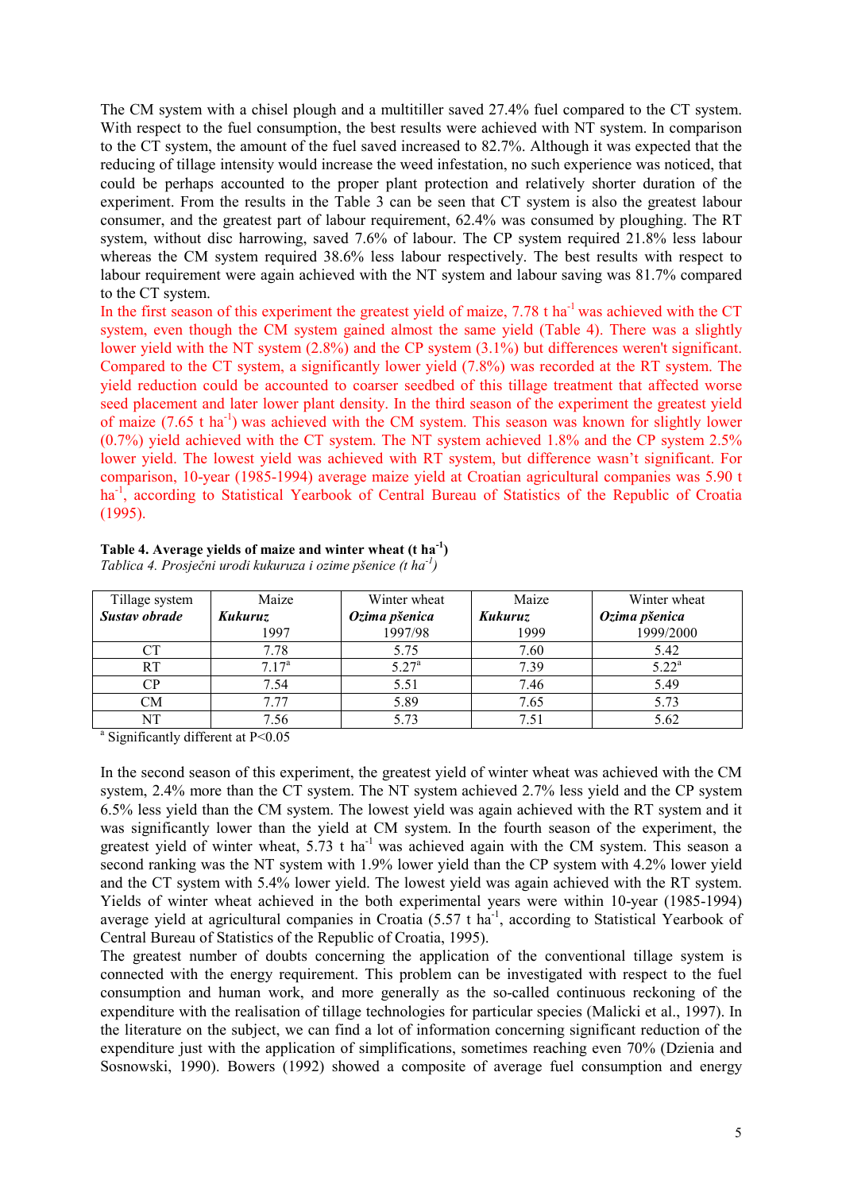The CM system with a chisel plough and a multitiller saved 27.4% fuel compared to the CT system. With respect to the fuel consumption, the best results were achieved with NT system. In comparison to the CT system, the amount of the fuel saved increased to 82.7%. Although it was expected that the reducing of tillage intensity would increase the weed infestation, no such experience was noticed, that could be perhaps accounted to the proper plant protection and relatively shorter duration of the experiment. From the results in the Table 3 can be seen that CT system is also the greatest labour consumer, and the greatest part of labour requirement, 62.4% was consumed by ploughing. The RT system, without disc harrowing, saved 7.6% of labour. The CP system required 21.8% less labour whereas the CM system required 38.6% less labour respectively. The best results with respect to labour requirement were again achieved with the NT system and labour saving was 81.7% compared to the CT system.

In the first season of this experiment the greatest yield of maize, 7.78 t ha$^{-1}$ was achieved with the CT system, even though the CM system gained almost the same yield (Table 4). There was a slightly lower yield with the NT system (2.8%) and the CP system (3.1%) but differences weren't significant. Compared to the CT system, a significantly lower yield (7.8%) was recorded at the RT system. The yield reduction could be accounted to coarser seedbed of this tillage treatment that affected worse seed placement and later lower plant density. In the third season of the experiment the greatest yield of maize (7.65 t ha$^{-1}$) was achieved with the CM system. This season was known for slightly lower (0.7%) yield achieved with the CT system. The NT system achieved 1.8% and the CP system 2.5% lower yield. The lowest yield was achieved with RT system, but difference wasn't significant. For comparison, 10-year (1985-1994) average maize yield at Croatian agricultural companies was 5.90 t ha$^{-1}$, according to Statistical Yearbook of Central Bureau of Statistics of the Republic of Croatia (1995).

**Table 4. Average yields of maize and winter wheat (t ha$^{-1}$)**
*Tablica 4. Prosječni urodi kukuruza i ozime pšenice (t ha$^{-1}$)*

| Tillage system *Sustav obrade* | Maize *Kukuruz* 1997 | Winter wheat *Ozima pšenica* 1997/98 | Maize *Kukuruz* 1999 | Winter wheat *Ozima pšenica* 1999/2000 |
|---|---|---|---|---|
| CT | 7.78 | 5.75 | 7.60 | 5.42 |
| RT | 7.17[a] | 5.27[a] | 7.39 | 5.22[a] |
| CP | 7.54 | 5.51 | 7.46 | 5.49 |
| CM | 7.77 | 5.89 | 7.65 | 5.73 |
| NT | 7.56 | 5.73 | 7.51 | 5.62 |

[a] Significantly different at $P<0.05$

In the second season of this experiment, the greatest yield of winter wheat was achieved with the CM system, 2.4% more than the CT system. The NT system achieved 2.7% less yield and the CP system 6.5% less yield than the CM system. The lowest yield was again achieved with the RT system and it was significantly lower than the yield at CM system. In the fourth season of the experiment, the greatest yield of winter wheat, 5.73 t ha$^{-1}$ was achieved again with the CM system. This season a second ranking was the NT system with 1.9% lower yield than the CP system with 4.2% lower yield and the CT system with 5.4% lower yield. The lowest yield was again achieved with the RT system. Yields of winter wheat achieved in the both experimental years were within 10-year (1985-1994) average yield at agricultural companies in Croatia (5.57 t ha$^{-1}$, according to Statistical Yearbook of Central Bureau of Statistics of the Republic of Croatia, 1995).

The greatest number of doubts concerning the application of the conventional tillage system is connected with the energy requirement. This problem can be investigated with respect to the fuel consumption and human work, and more generally as the so-called continuous reckoning of the expenditure with the realisation of tillage technologies for particular species (Malicki et al., 1997). In the literature on the subject, we can find a lot of information concerning significant reduction of the expenditure just with the application of simplifications, sometimes reaching even 70% (Dzienia and Sosnowski, 1990). Bowers (1992) showed a composite of average fuel consumption and energy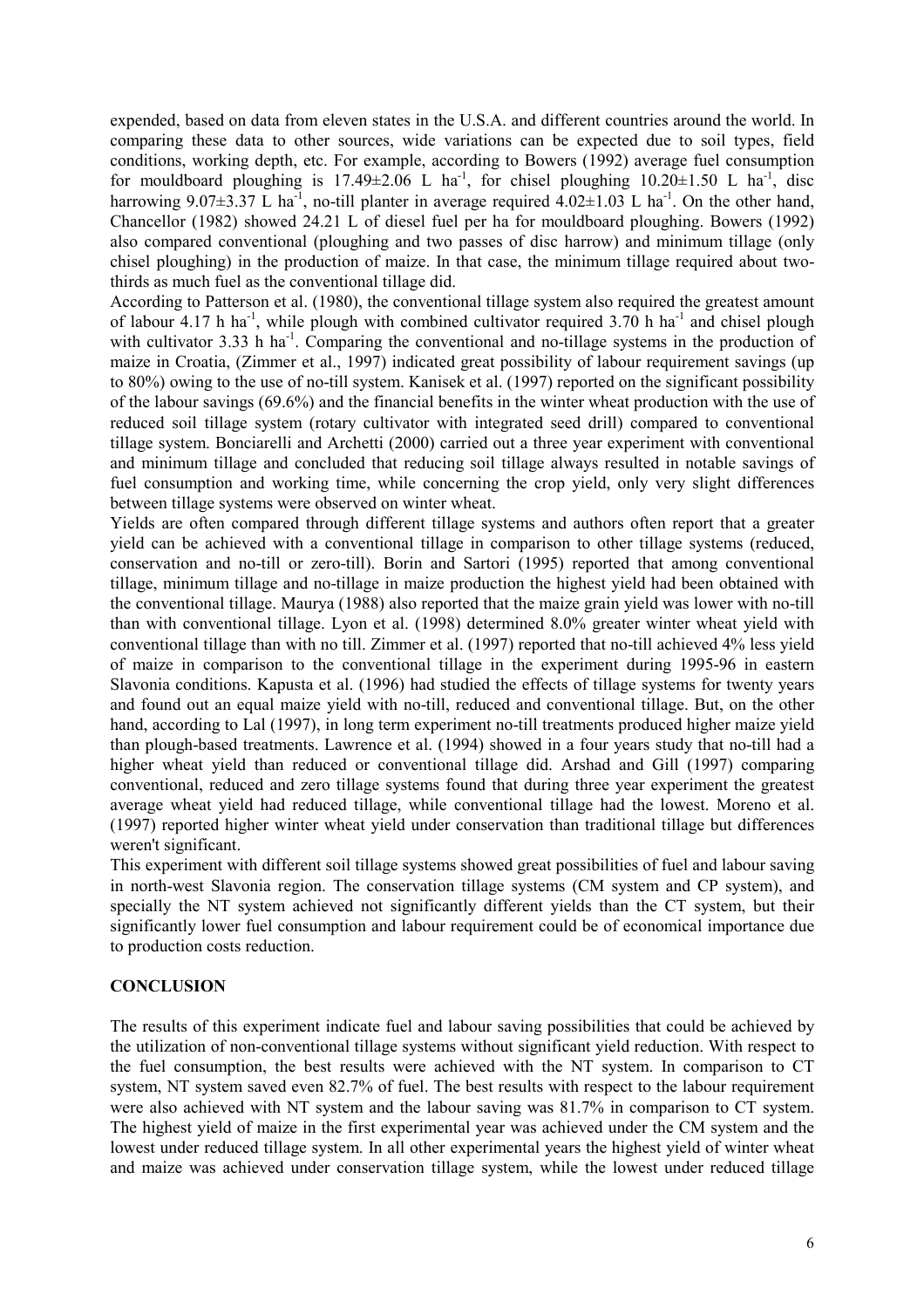expended, based on data from eleven states in the U.S.A. and different countries around the world. In comparing these data to other sources, wide variations can be expected due to soil types, field conditions, working depth, etc. For example, according to Bowers (1992) average fuel consumption for mouldboard ploughing is 17.49±2.06 L ha$^{-1}$, for chisel ploughing 10.20±1.50 L ha$^{-1}$, disc harrowing 9.07±3.37 L ha$^{-1}$, no-till planter in average required 4.02±1.03 L ha$^{-1}$. On the other hand, Chancellor (1982) showed 24.21 L of diesel fuel per ha for mouldboard ploughing. Bowers (1992) also compared conventional (ploughing and two passes of disc harrow) and minimum tillage (only chisel ploughing) in the production of maize. In that case, the minimum tillage required about two-thirds as much fuel as the conventional tillage did.

According to Patterson et al. (1980), the conventional tillage system also required the greatest amount of labour 4.17 h ha$^{-1}$, while plough with combined cultivator required 3.70 h ha$^{-1}$ and chisel plough with cultivator 3.33 h ha$^{-1}$. Comparing the conventional and no-tillage systems in the production of maize in Croatia, (Zimmer et al., 1997) indicated great possibility of labour requirement savings (up to 80%) owing to the use of no-till system. Kanisek et al. (1997) reported on the significant possibility of the labour savings (69.6%) and the financial benefits in the winter wheat production with the use of reduced soil tillage system (rotary cultivator with integrated seed drill) compared to conventional tillage system. Bonciarelli and Archetti (2000) carried out a three year experiment with conventional and minimum tillage and concluded that reducing soil tillage always resulted in notable savings of fuel consumption and working time, while concerning the crop yield, only very slight differences between tillage systems were observed on winter wheat.

Yields are often compared through different tillage systems and authors often report that a greater yield can be achieved with a conventional tillage in comparison to other tillage systems (reduced, conservation and no-till or zero-till). Borin and Sartori (1995) reported that among conventional tillage, minimum tillage and no-tillage in maize production the highest yield had been obtained with the conventional tillage. Maurya (1988) also reported that the maize grain yield was lower with no-till than with conventional tillage. Lyon et al. (1998) determined 8.0% greater winter wheat yield with conventional tillage than with no till. Zimmer et al. (1997) reported that no-till achieved 4% less yield of maize in comparison to the conventional tillage in the experiment during 1995-96 in eastern Slavonia conditions. Kapusta et al. (1996) had studied the effects of tillage systems for twenty years and found out an equal maize yield with no-till, reduced and conventional tillage. But, on the other hand, according to Lal (1997), in long term experiment no-till treatments produced higher maize yield than plough-based treatments. Lawrence et al. (1994) showed in a four years study that no-till had a higher wheat yield than reduced or conventional tillage did. Arshad and Gill (1997) comparing conventional, reduced and zero tillage systems found that during three year experiment the greatest average wheat yield had reduced tillage, while conventional tillage had the lowest. Moreno et al. (1997) reported higher winter wheat yield under conservation than traditional tillage but differences weren't significant.

This experiment with different soil tillage systems showed great possibilities of fuel and labour saving in north-west Slavonia region. The conservation tillage systems (CM system and CP system), and specially the NT system achieved not significantly different yields than the CT system, but their significantly lower fuel consumption and labour requirement could be of economical importance due to production costs reduction.

## CONCLUSION

The results of this experiment indicate fuel and labour saving possibilities that could be achieved by the utilization of non-conventional tillage systems without significant yield reduction. With respect to the fuel consumption, the best results were achieved with the NT system. In comparison to CT system, NT system saved even 82.7% of fuel. The best results with respect to the labour requirement were also achieved with NT system and the labour saving was 81.7% in comparison to CT system. The highest yield of maize in the first experimental year was achieved under the CM system and the lowest under reduced tillage system. In all other experimental years the highest yield of winter wheat and maize was achieved under conservation tillage system, while the lowest under reduced tillage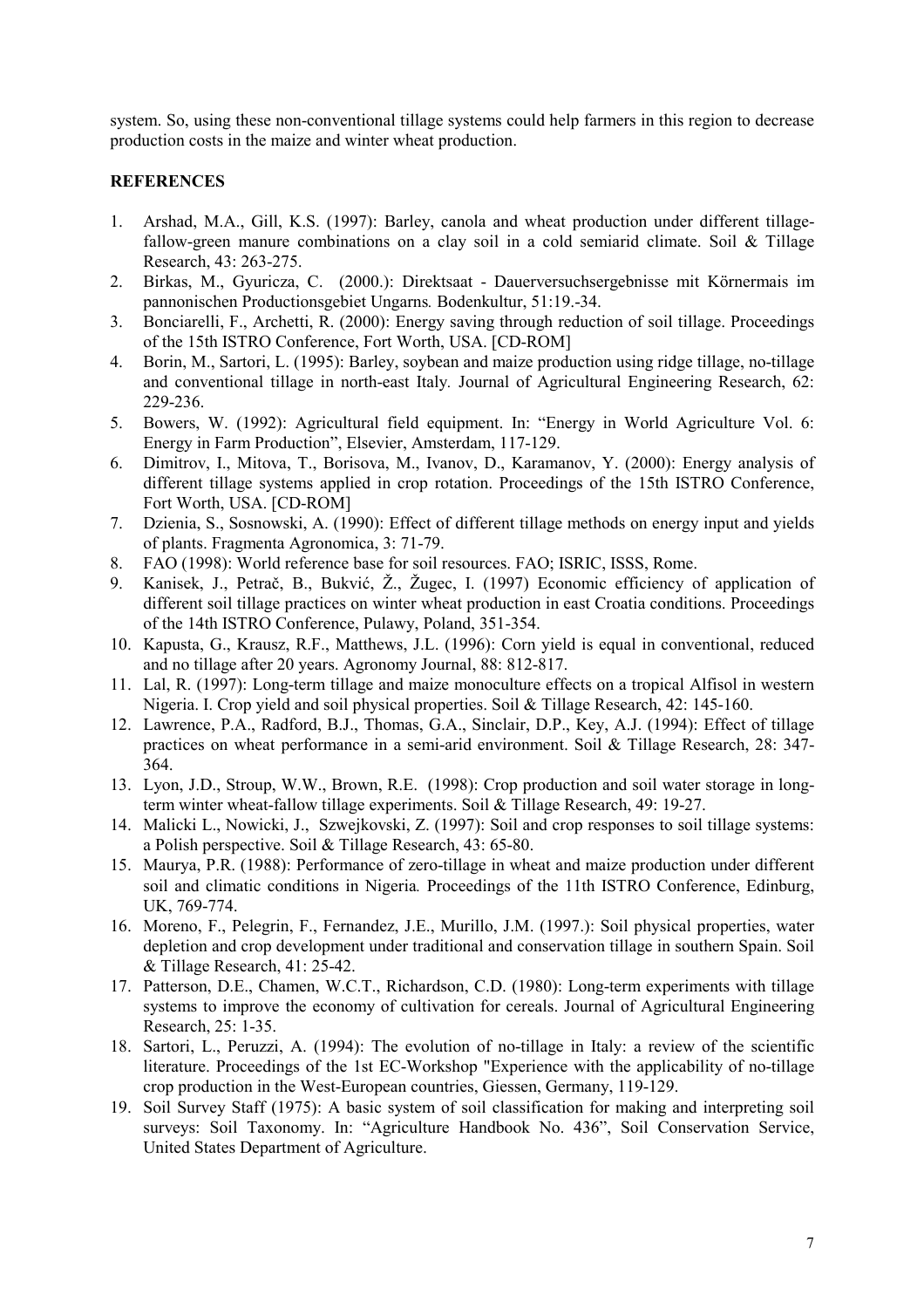system. So, using these non-conventional tillage systems could help farmers in this region to decrease production costs in the maize and winter wheat production.

## REFERENCES

1. Arshad, M.A., Gill, K.S. (1997): Barley, canola and wheat production under different tillage-fallow-green manure combinations on a clay soil in a cold semiarid climate. Soil & Tillage Research, 43: 263-275.
2. Birkas, M., Gyuricza, C. (2000.): Direktsaat - Dauerversuchsergebnisse mit Körnermais im pannonischen Productionsgebiet Ungarns*.* Bodenkultur, 51:19.-34.
3. Bonciarelli, F., Archetti, R. (2000): Energy saving through reduction of soil tillage. Proceedings of the 15th ISTRO Conference, Fort Worth, USA. [CD-ROM]
4. Borin, M., Sartori, L. (1995): Barley, soybean and maize production using ridge tillage, no-tillage and conventional tillage in north-east Italy*.* Journal of Agricultural Engineering Research, 62: 229-236.
5. Bowers, W. (1992): Agricultural field equipment. In: "Energy in World Agriculture Vol. 6: Energy in Farm Production", Elsevier, Amsterdam, 117-129.
6. Dimitrov, I., Mitova, T., Borisova, M., Ivanov, D., Karamanov, Y. (2000): Energy analysis of different tillage systems applied in crop rotation. Proceedings of the 15th ISTRO Conference, Fort Worth, USA. [CD-ROM]
7. Dzienia, S., Sosnowski, A. (1990): Effect of different tillage methods on energy input and yields of plants. Fragmenta Agronomica, 3: 71-79.
8. FAO (1998): World reference base for soil resources. FAO; ISRIC, ISSS, Rome.
9. Kanisek, J., Petrač, B., Bukvić, Ž., Žugec, I. (1997) Economic efficiency of application of different soil tillage practices on winter wheat production in east Croatia conditions. Proceedings of the 14th ISTRO Conference, Pulawy, Poland, 351-354.
10. Kapusta, G., Krausz, R.F., Matthews, J.L. (1996): Corn yield is equal in conventional, reduced and no tillage after 20 years. Agronomy Journal, 88: 812-817.
11. Lal, R. (1997): Long-term tillage and maize monoculture effects on a tropical Alfisol in western Nigeria. I. Crop yield and soil physical properties. Soil & Tillage Research, 42: 145-160.
12. Lawrence, P.A., Radford, B.J., Thomas, G.A., Sinclair, D.P., Key, A.J. (1994): Effect of tillage practices on wheat performance in a semi-arid environment. Soil & Tillage Research, 28: 347-364.
13. Lyon, J.D., Stroup, W.W., Brown, R.E. (1998): Crop production and soil water storage in long-term winter wheat-fallow tillage experiments. Soil & Tillage Research, 49: 19-27.
14. Malicki L., Nowicki, J., Szwejkovski, Z. (1997): Soil and crop responses to soil tillage systems: a Polish perspective. Soil & Tillage Research, 43: 65-80.
15. Maurya, P.R. (1988): Performance of zero-tillage in wheat and maize production under different soil and climatic conditions in Nigeria*.* Proceedings of the 11th ISTRO Conference, Edinburg, UK, 769-774.
16. Moreno, F., Pelegrin, F., Fernandez, J.E., Murillo, J.M. (1997.): Soil physical properties, water depletion and crop development under traditional and conservation tillage in southern Spain. Soil & Tillage Research, 41: 25-42.
17. Patterson, D.E., Chamen, W.C.T., Richardson, C.D. (1980): Long-term experiments with tillage systems to improve the economy of cultivation for cereals. Journal of Agricultural Engineering Research, 25: 1-35.
18. Sartori, L., Peruzzi, A. (1994): The evolution of no-tillage in Italy: a review of the scientific literature. Proceedings of the 1st EC-Workshop "Experience with the applicability of no-tillage crop production in the West-European countries, Giessen, Germany, 119-129.
19. Soil Survey Staff (1975): A basic system of soil classification for making and interpreting soil surveys: Soil Taxonomy. In: "Agriculture Handbook No. 436", Soil Conservation Service, United States Department of Agriculture.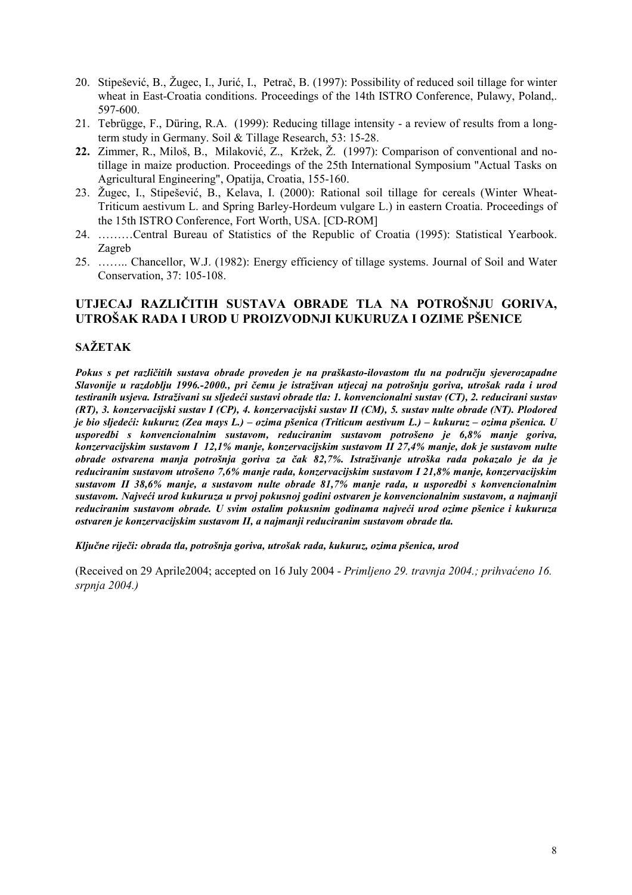20. Stipešević, B., Žugec, I., Jurić, I., Petrač, B. (1997): Possibility of reduced soil tillage for winter wheat in East-Croatia conditions. Proceedings of the 14th ISTRO Conference, Pulawy, Poland,. 597-600.
21. Tebrügge, F., Düring, R.A. (1999): Reducing tillage intensity - a review of results from a long-term study in Germany. Soil & Tillage Research, 53: 15-28.
22. Zimmer, R., Miloš, B., Milaković, Z., Kržek, Ž. (1997): Comparison of conventional and no-tillage in maize production. Proceedings of the 25th International Symposium "Actual Tasks on Agricultural Engineering", Opatija, Croatia, 155-160.
23. Žugec, I., Stipešević, B., Kelava, I. (2000): Rational soil tillage for cereals (Winter Wheat-Triticum aestivum L. and Spring Barley-Hordeum vulgare L.) in eastern Croatia. Proceedings of the 15th ISTRO Conference, Fort Worth, USA. [CD-ROM]
24. ………Central Bureau of Statistics of the Republic of Croatia (1995): Statistical Yearbook. Zagreb
25. …….. Chancellor, W.J. (1982): Energy efficiency of tillage systems. Journal of Soil and Water Conservation, 37: 105-108.

## UTJECAJ RAZLIČITIH SUSTAVA OBRADE TLA NA POTROŠNJU GORIVA, UTROŠAK RADA I UROD U PROIZVODNJI KUKURUZA I OZIME PŠENICE

### SAŽETAK

***Pokus s pet različitih sustava obrade proveden je na praškasto-ilovastom tlu na području sjeverozapadne Slavonije u razdoblju 1996.-2000., pri čemu je istraživan utjecaj na potrošnju goriva, utrošak rada i urod testiranih usjeva. Istraživani su sljedeći sustavi obrade tla: 1. konvencionalni sustav (CT), 2. reducirani sustav (RT), 3. konzervacijski sustav I (CP), 4. konzervacijski sustav II (CM), 5. sustav nulte obrade (NT). Plodored je bio sljedeći: kukuruz (Zea mays L.) – ozima pšenica (Triticum aestivum L.) – kukuruz – ozima pšenica. U usporedbi s konvencionalnim sustavom, reduciranim sustavom potrošeno je 6,8% manje goriva, konzervacijskim sustavom I 12,1% manje, konzervacijskim sustavom II 27,4% manje, dok je sustavom nulte obrade ostvarena manja potrošnja goriva za čak 82,7%. Istraživanje utroška rada pokazalo je da je reduciranim sustavom utrošeno 7,6% manje rada, konzervacijskim sustavom I 21,8% manje, konzervacijskim sustavom II 38,6% manje, a sustavom nulte obrade 81,7% manje rada, u usporedbi s konvencionalnim sustavom. Najveći urod kukuruza u prvoj pokusnoj godini ostvaren je konvencionalnim sustavom, a najmanji reduciranim sustavom obrade. U svim ostalim pokusnim godinama najveći urod ozime pšenice i kukuruza ostvaren je konzervacijskim sustavom II, a najmanji reduciranim sustavom obrade tla.***

***Ključne riječi: obrada tla, potrošnja goriva, utrošak rada, kukuruz, ozima pšenica, urod***

(Received on 29 Aprile2004; accepted on 16 July 2004 - *Primljeno 29. travnja 2004.; prihvaćeno 16. srpnja 2004.)*